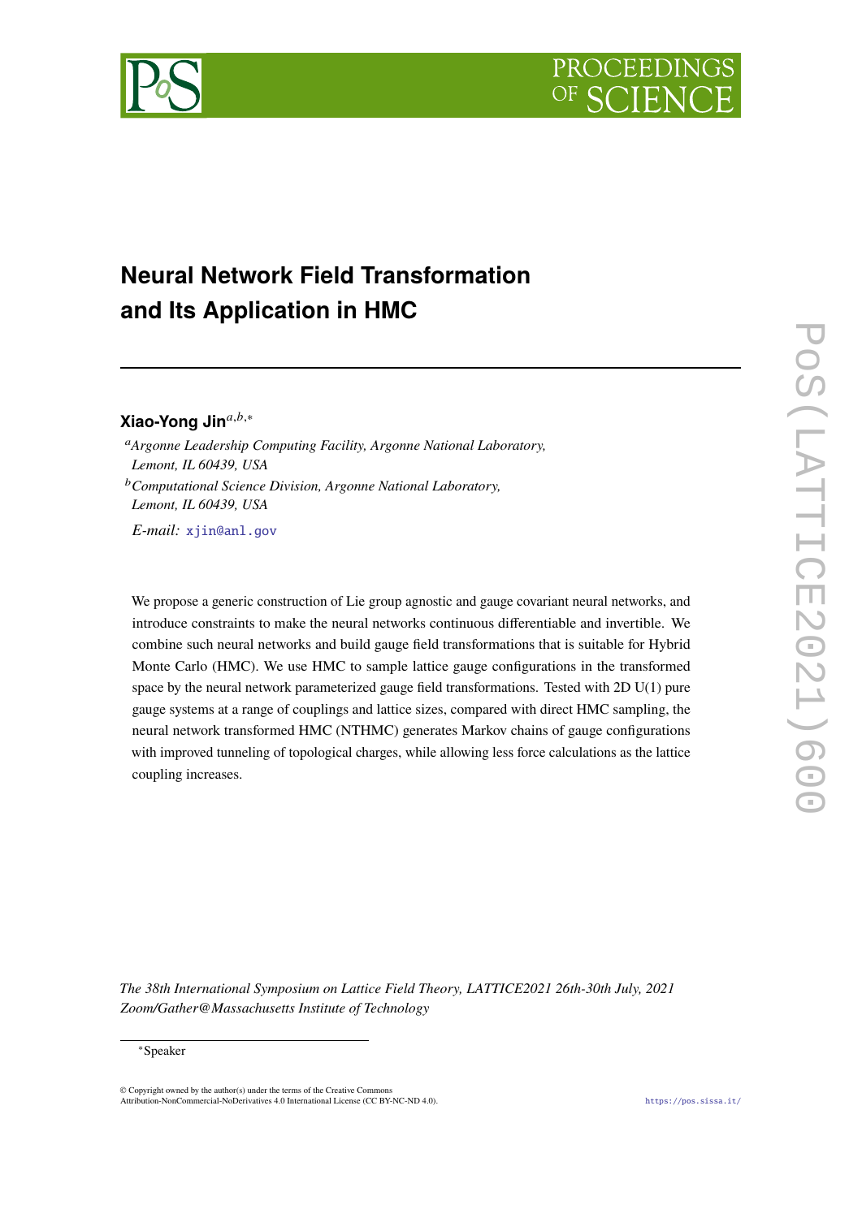# Neural Network Field Transformation and Its Application in HMC

**Xiao-Yong Jin**[a,b,*]

[a] *Argonne Leadership Computing Facility, Argonne National Laboratory, Lemont, IL 60439, USA*

[b] *Computational Science Division, Argonne National Laboratory, Lemont, IL 60439, USA*

*E-mail:* xjin@anl.gov

We propose a generic construction of Lie group agnostic and gauge covariant neural networks, and introduce constraints to make the neural networks continuous differentiable and invertible. We combine such neural networks and build gauge field transformations that is suitable for Hybrid Monte Carlo (HMC). We use HMC to sample lattice gauge configurations in the transformed space by the neural network parameterized gauge field transformations. Tested with 2D U(1) pure gauge systems at a range of couplings and lattice sizes, compared with direct HMC sampling, the neural network transformed HMC (NTHMC) generates Markov chains of gauge configurations with improved tunneling of topological charges, while allowing less force calculations as the lattice coupling increases.

*The 38th International Symposium on Lattice Field Theory, LATTICE2021 26th-30th July, 2021 Zoom/Gather@Massachusetts Institute of Technology*

[*] Speaker

© Copyright owned by the author(s) under the terms of the Creative Commons Attribution-NonCommercial-NoDerivatives 4.0 International License (CC BY-NC-ND 4.0).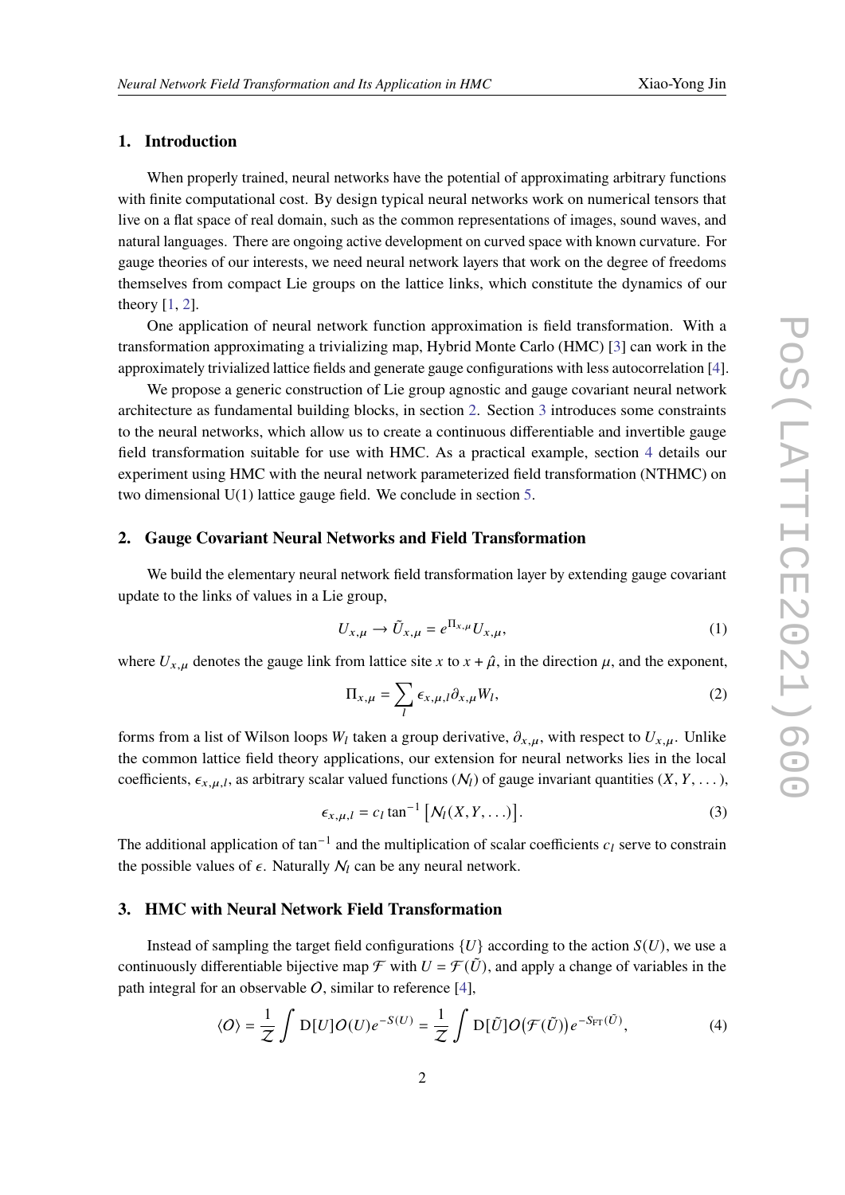## 1. Introduction

When properly trained, neural networks have the potential of approximating arbitrary functions with finite computational cost. By design typical neural networks work on numerical tensors that live on a flat space of real domain, such as the common representations of images, sound waves, and natural languages. There are ongoing active development on curved space with known curvature. For gauge theories of our interests, we need neural network layers that work on the degree of freedoms themselves from compact Lie groups on the lattice links, which constitute the dynamics of our theory [1, 2].

One application of neural network function approximation is field transformation. With a transformation approximating a trivializing map, Hybrid Monte Carlo (HMC) [3] can work in the approximately trivialized lattice fields and generate gauge configurations with less autocorrelation [4].

We propose a generic construction of Lie group agnostic and gauge covariant neural network architecture as fundamental building blocks, in section 2. Section 3 introduces some constraints to the neural networks, which allow us to create a continuous differentiable and invertible gauge field transformation suitable for use with HMC. As a practical example, section 4 details our experiment using HMC with the neural network parameterized field transformation (NTHMC) on two dimensional U(1) lattice gauge field. We conclude in section 5.

## 2. Gauge Covariant Neural Networks and Field Transformation

We build the elementary neural network field transformation layer by extending gauge covariant update to the links of values in a Lie group,

$$U_{x,\mu} \to \tilde{U}_{x,\mu} = e^{\Pi_{x,\mu}} U_{x,\mu}, \tag{1}$$

where $U_{x,\mu}$ denotes the gauge link from lattice site $x$ to $x + \hat{\mu}$, in the direction $\mu$, and the exponent,

$$\Pi_{x,\mu} = \sum_l \epsilon_{x,\mu,l} \partial_{x,\mu} W_l, \tag{2}$$

forms from a list of Wilson loops $W_l$ taken a group derivative, $\partial_{x,\mu}$, with respect to $U_{x,\mu}$. Unlike the common lattice field theory applications, our extension for neural networks lies in the local coefficients, $\epsilon_{x,\mu,l}$, as arbitrary scalar valued functions ($\mathcal{N}_l$) of gauge invariant quantities ($X, Y, \dots$),

$$\epsilon_{x,\mu,l} = c_l \tan^{-1} \left[ \mathcal{N}_l(X, Y, \dots) \right]. \tag{3}$$

The additional application of $\tan^{-1}$ and the multiplication of scalar coefficients $c_l$ serve to constrain the possible values of $\epsilon$. Naturally $\mathcal{N}_l$ can be any neural network.

## 3. HMC with Neural Network Field Transformation

Instead of sampling the target field configurations $\{U\}$ according to the action $S(U)$, we use a continuously differentiable bijective map $\mathcal{F}$ with $U = \mathcal{F}(\tilde{U})$, and apply a change of variables in the path integral for an observable $O$, similar to reference [4],

$$\langle O \rangle = \frac{1}{\mathcal{Z}} \int \mathrm{D}[U] O(U) e^{-S(U)} = \frac{1}{\mathcal{Z}} \int \mathrm{D}[\tilde{U}] O\big(\mathcal{F}(\tilde{U})\big) e^{-S_{\mathrm{FT}}(\tilde{U})}, \tag{4}$$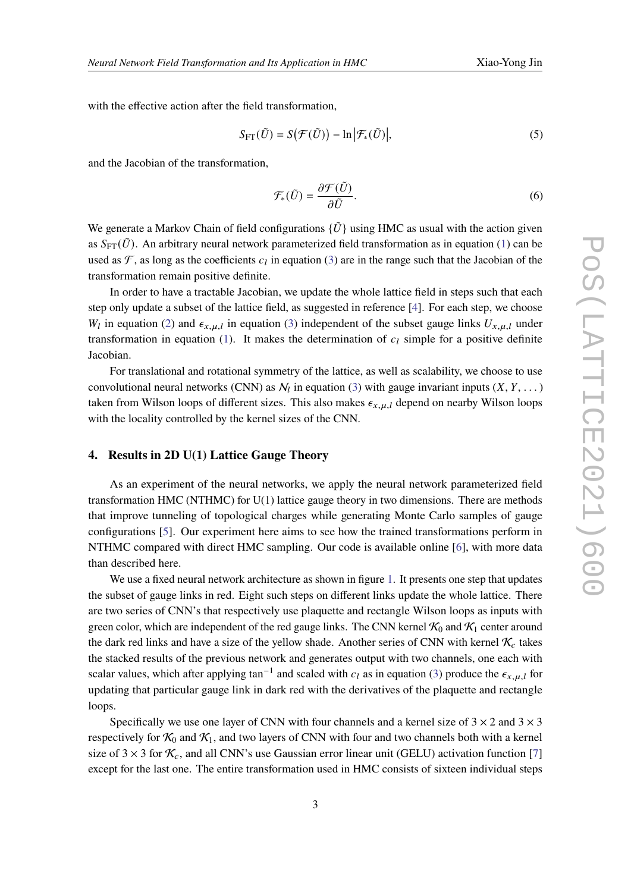with the effective action after the field transformation,

$$S_{\text{FT}}(\tilde{U}) = S\big(\mathcal{F}(\tilde{U})\big) - \ln\big|\mathcal{F}_*(\tilde{U})\big|, \tag{5}$$

and the Jacobian of the transformation,

$$\mathcal{F}_*(\tilde{U}) = \frac{\partial \mathcal{F}(\tilde{U})}{\partial \tilde{U}}. \tag{6}$$

We generate a Markov Chain of field configurations $\{\tilde{U}\}$ using HMC as usual with the action given as $S_{\text{FT}}(\tilde{U})$. An arbitrary neural network parameterized field transformation as in equation (1) can be used as $\mathcal{F}$, as long as the coefficients $c_l$ in equation (3) are in the range such that the Jacobian of the transformation remain positive definite.

In order to have a tractable Jacobian, we update the whole lattice field in steps such that each step only update a subset of the lattice field, as suggested in reference [4]. For each step, we choose $W_l$ in equation (2) and $\epsilon_{x,\mu,l}$ in equation (3) independent of the subset gauge links $U_{x,\mu,l}$ under transformation in equation (1). It makes the determination of $c_l$ simple for a positive definite Jacobian.

For translational and rotational symmetry of the lattice, as well as scalability, we choose to use convolutional neural networks (CNN) as $\mathcal{N}_l$ in equation (3) with gauge invariant inputs $(X, Y, \dots)$ taken from Wilson loops of different sizes. This also makes $\epsilon_{x,\mu,l}$ depend on nearby Wilson loops with the locality controlled by the kernel sizes of the CNN.

## 4. Results in 2D U(1) Lattice Gauge Theory

As an experiment of the neural networks, we apply the neural network parameterized field transformation HMC (NTHMC) for U(1) lattice gauge theory in two dimensions. There are methods that improve tunneling of topological charges while generating Monte Carlo samples of gauge configurations [5]. Our experiment here aims to see how the trained transformations perform in NTHMC compared with direct HMC sampling. Our code is available online [6], with more data than described here.

We use a fixed neural network architecture as shown in figure 1. It presents one step that updates the subset of gauge links in red. Eight such steps on different links update the whole lattice. There are two series of CNN's that respectively use plaquette and rectangle Wilson loops as inputs with green color, which are independent of the red gauge links. The CNN kernel $\mathcal{K}_0$ and $\mathcal{K}_1$ center around the dark red links and have a size of the yellow shade. Another series of CNN with kernel $\mathcal{K}_c$ takes the stacked results of the previous network and generates output with two channels, one each with scalar values, which after applying $\tan^{-1}$ and scaled with $c_l$ as in equation (3) produce the $\epsilon_{x,\mu,l}$ for updating that particular gauge link in dark red with the derivatives of the plaquette and rectangle loops.

Specifically we use one layer of CNN with four channels and a kernel size of $3 \times 2$ and $3 \times 3$ respectively for $\mathcal{K}_0$ and $\mathcal{K}_1$, and two layers of CNN with four and two channels both with a kernel size of $3 \times 3$ for $\mathcal{K}_c$, and all CNN's use Gaussian error linear unit (GELU) activation function [7] except for the last one. The entire transformation used in HMC consists of sixteen individual steps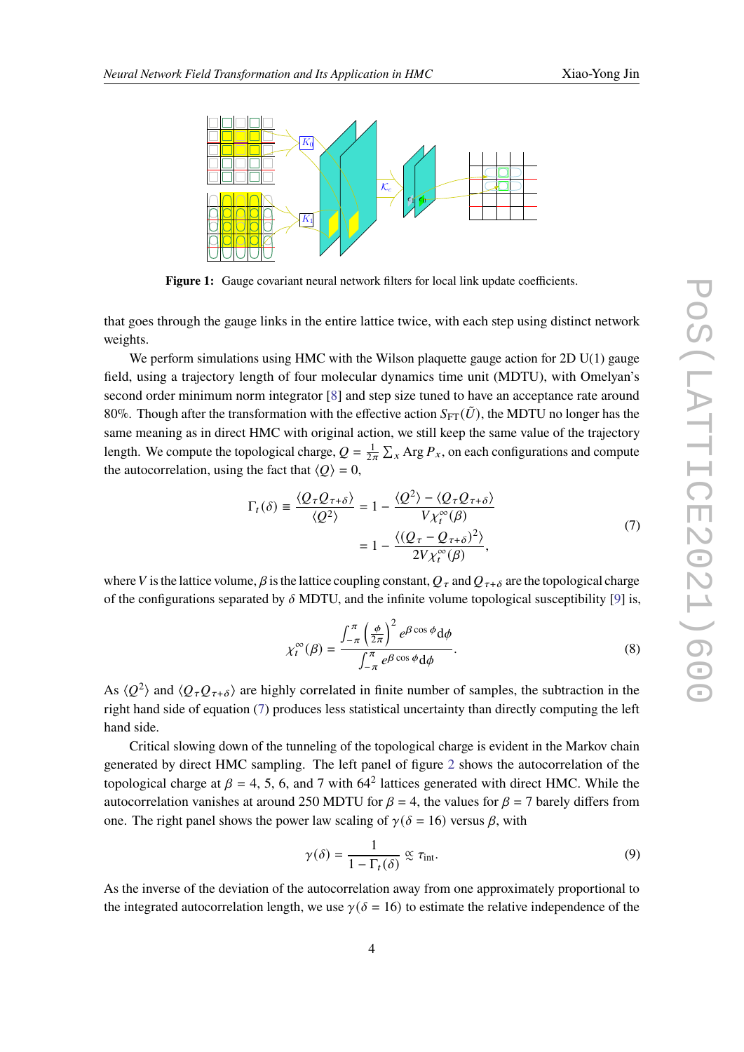**Figure 1:** Gauge covariant neural network filters for local link update coefficients.

that goes through the gauge links in the entire lattice twice, with each step using distinct network weights.

We perform simulations using HMC with the Wilson plaquette gauge action for 2D U(1) gauge field, using a trajectory length of four molecular dynamics time unit (MDTU), with Omelyan's second order minimum norm integrator [8] and step size tuned to have an acceptance rate around 80%. Though after the transformation with the effective action $S_{\mathrm{FT}}(\tilde{U})$, the MDTU no longer has the same meaning as in direct HMC with original action, we still keep the same value of the trajectory length. We compute the topological charge, $Q = \frac{1}{2\pi}\sum_x \operatorname{Arg} P_x$, on each configurations and compute the autocorrelation, using the fact that $\langle Q \rangle = 0$,

$$
\begin{aligned}
\Gamma_t(\delta) \equiv \frac{\langle Q_\tau Q_{\tau+\delta} \rangle}{\langle Q^2 \rangle} &= 1 - \frac{\langle Q^2 \rangle - \langle Q_\tau Q_{\tau+\delta} \rangle}{V\chi_t^\infty(\beta)} \\
&= 1 - \frac{\langle (Q_\tau - Q_{\tau+\delta})^2 \rangle}{2V\chi_t^\infty(\beta)},
\end{aligned}
\tag{7}
$$

where $V$ is the lattice volume, $\beta$ is the lattice coupling constant, $Q_\tau$ and $Q_{\tau+\delta}$ are the topological charge of the configurations separated by $\delta$ MDTU, and the infinite volume topological susceptibility [9] is,

$$
\chi_t^\infty(\beta) = \frac{\int_{-\pi}^{\pi} \left(\frac{\phi}{2\pi}\right)^2 e^{\beta\cos\phi}\mathrm{d}\phi}{\int_{-\pi}^{\pi} e^{\beta\cos\phi}\mathrm{d}\phi}.
\tag{8}
$$

As $\langle Q^2 \rangle$ and $\langle Q_\tau Q_{\tau+\delta} \rangle$ are highly correlated in finite number of samples, the subtraction in the right hand side of equation (7) produces less statistical uncertainty than directly computing the left hand side.

Critical slowing down of the tunneling of the topological charge is evident in the Markov chain generated by direct HMC sampling. The left panel of figure 2 shows the autocorrelation of the topological charge at $\beta = 4$, 5, 6, and 7 with $64^2$ lattices generated with direct HMC. While the autocorrelation vanishes at around 250 MDTU for $\beta = 4$, the values for $\beta = 7$ barely differs from one. The right panel shows the power law scaling of $\gamma(\delta = 16)$ versus $\beta$, with

$$
\gamma(\delta) = \frac{1}{1 - \Gamma_t(\delta)} \mathrel{\overset{\sim}{\propto}} \tau_{\mathrm{int}}.
\tag{9}
$$

As the inverse of the deviation of the autocorrelation away from one approximately proportional to the integrated autocorrelation length, we use $\gamma(\delta = 16)$ to estimate the relative independence of the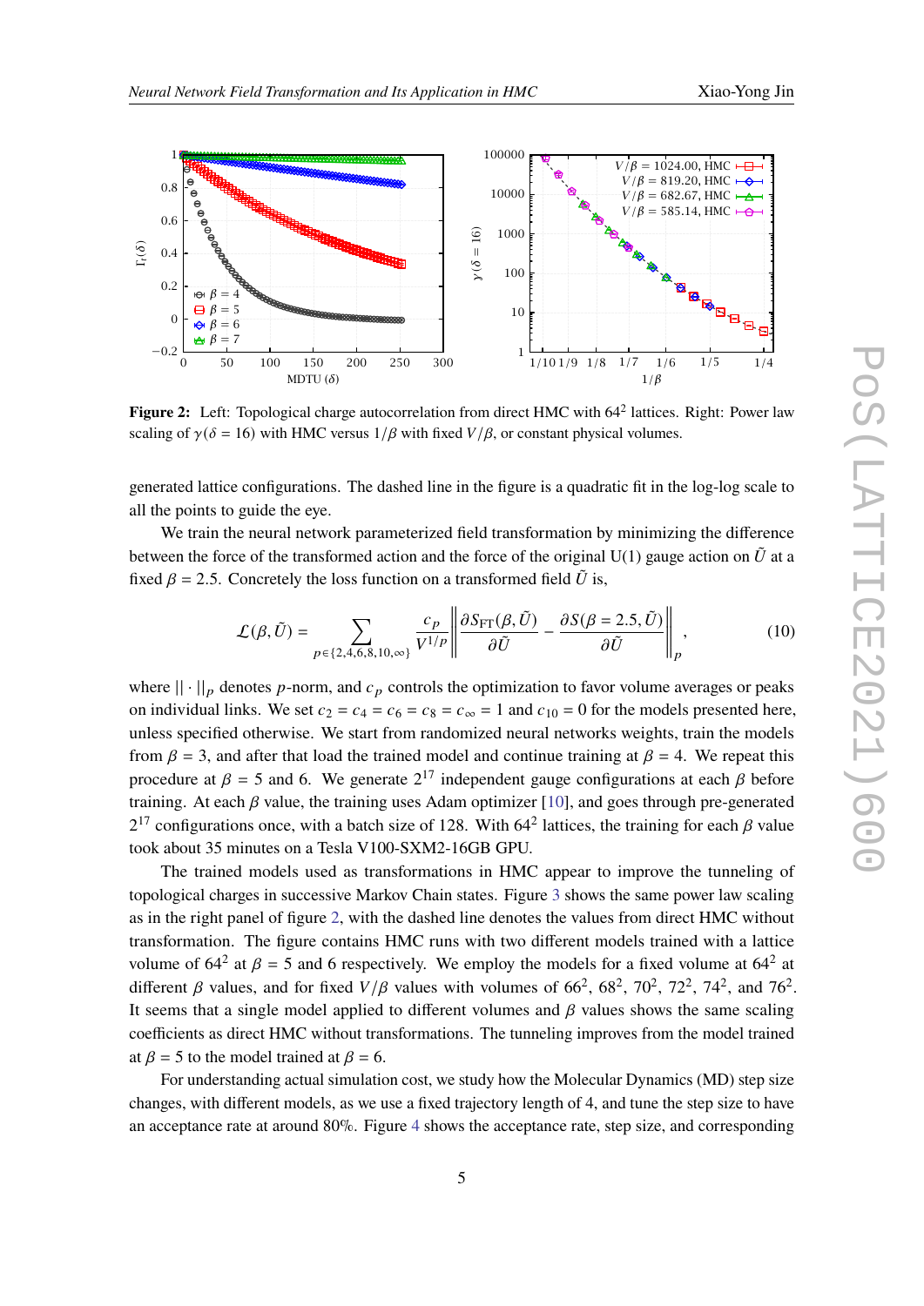**Figure 2:** Left: Topological charge autocorrelation from direct HMC with $64^2$ lattices. Right: Power law scaling of $\gamma(\delta = 16)$ with HMC versus $1/\beta$ with fixed $V/\beta$, or constant physical volumes.

generated lattice configurations. The dashed line in the figure is a quadratic fit in the log-log scale to all the points to guide the eye.

We train the neural network parameterized field transformation by minimizing the difference between the force of the transformed action and the force of the original U(1) gauge action on $\tilde{U}$ at a fixed $\beta = 2.5$. Concretely the loss function on a transformed field $\tilde{U}$ is,

$$\mathcal{L}(\beta, \tilde{U}) = \sum_{p \in \{2,4,6,8,10,\infty\}} \frac{c_p}{V^{1/p}} \left\| \frac{\partial S_{\mathrm{FT}}(\beta, \tilde{U})}{\partial \tilde{U}} - \frac{\partial S(\beta = 2.5, \tilde{U})}{\partial \tilde{U}} \right\|_p, \tag{10}$$

where $|| \cdot ||_p$ denotes $p$-norm, and $c_p$ controls the optimization to favor volume averages or peaks on individual links. We set $c_2 = c_4 = c_6 = c_8 = c_\infty = 1$ and $c_{10} = 0$ for the models presented here, unless specified otherwise. We start from randomized neural networks weights, train the models from $\beta = 3$, and after that load the trained model and continue training at $\beta = 4$. We repeat this procedure at $\beta = 5$ and 6. We generate $2^{17}$ independent gauge configurations at each $\beta$ before training. At each $\beta$ value, the training uses Adam optimizer [10], and goes through pre-generated $2^{17}$ configurations once, with a batch size of 128. With $64^2$ lattices, the training for each $\beta$ value took about 35 minutes on a Tesla V100-SXM2-16GB GPU.

The trained models used as transformations in HMC appear to improve the tunneling of topological charges in successive Markov Chain states. Figure 3 shows the same power law scaling as in the right panel of figure 2, with the dashed line denotes the values from direct HMC without transformation. The figure contains HMC runs with two different models trained with a lattice volume of $64^2$ at $\beta = 5$ and 6 respectively. We employ the models for a fixed volume at $64^2$ at different $\beta$ values, and for fixed $V/\beta$ values with volumes of $66^2$, $68^2$, $70^2$, $72^2$, $74^2$, and $76^2$. It seems that a single model applied to different volumes and $\beta$ values shows the same scaling coefficients as direct HMC without transformations. The tunneling improves from the model trained at $\beta = 5$ to the model trained at $\beta = 6$.

For understanding actual simulation cost, we study how the Molecular Dynamics (MD) step size changes, with different models, as we use a fixed trajectory length of 4, and tune the step size to have an acceptance rate at around 80%. Figure 4 shows the acceptance rate, step size, and corresponding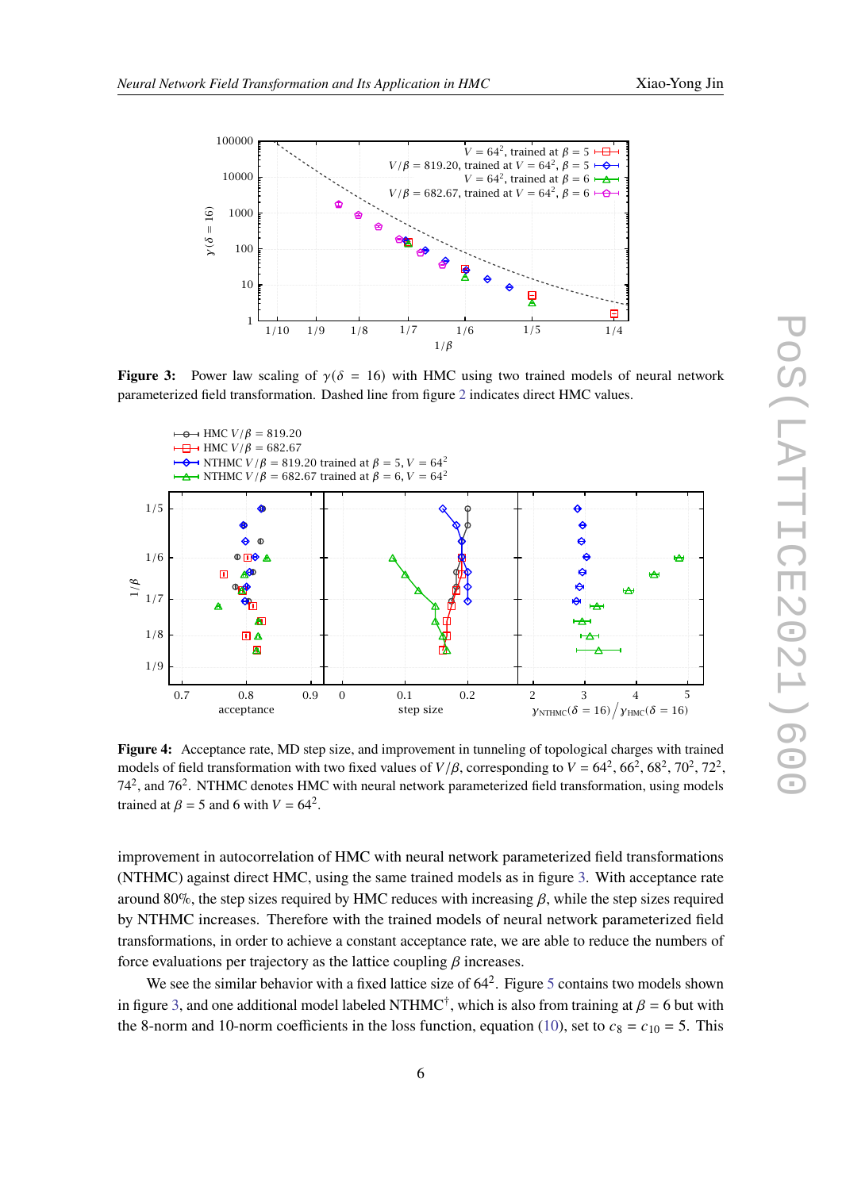Figure 3: Power law scaling of $\gamma(\delta = 16)$ with HMC using two trained models of neural network parameterized field transformation. Dashed line from figure 2 indicates direct HMC values.

Figure 4: Acceptance rate, MD step size, and improvement in tunneling of topological charges with trained models of field transformation with two fixed values of $V/\beta$, corresponding to $V = 64^2, 66^2, 68^2, 70^2, 72^2, 74^2$, and $76^2$. NTHMC denotes HMC with neural network parameterized field transformation, using models trained at $\beta = 5$ and 6 with $V = 64^2$.

improvement in autocorrelation of HMC with neural network parameterized field transformations (NTHMC) against direct HMC, using the same trained models as in figure 3. With acceptance rate around 80%, the step sizes required by HMC reduces with increasing $\beta$, while the step sizes required by NTHMC increases. Therefore with the trained models of neural network parameterized field transformations, in order to achieve a constant acceptance rate, we are able to reduce the numbers of force evaluations per trajectory as the lattice coupling $\beta$ increases.

We see the similar behavior with a fixed lattice size of $64^2$. Figure 5 contains two models shown in figure 3, and one additional model labeled NTHMC$^\dagger$, which is also from training at $\beta = 6$ but with the 8-norm and 10-norm coefficients in the loss function, equation (10), set to $c_8 = c_{10} = 5$. This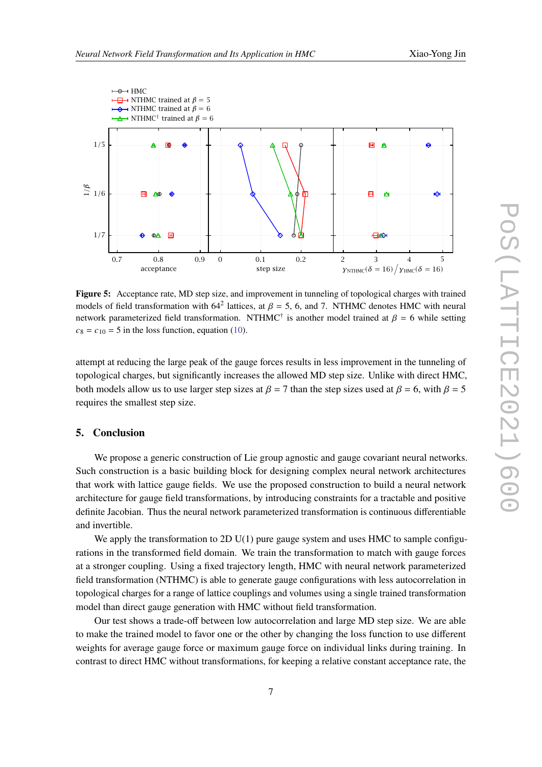**Figure 5:** Acceptance rate, MD step size, and improvement in tunneling of topological charges with trained models of field transformation with $64^2$ lattices, at $\beta = 5$, 6, and 7. NTHMC denotes HMC with neural network parameterized field transformation. NTHMC$^\dagger$ is another model trained at $\beta = 6$ while setting $c_8 = c_{10} = 5$ in the loss function, equation (10).

attempt at reducing the large peak of the gauge forces results in less improvement in the tunneling of topological charges, but significantly increases the allowed MD step size. Unlike with direct HMC, both models allow us to use larger step sizes at $\beta = 7$ than the step sizes used at $\beta = 6$, with $\beta = 5$ requires the smallest step size.

## 5. Conclusion

We propose a generic construction of Lie group agnostic and gauge covariant neural networks. Such construction is a basic building block for designing complex neural network architectures that work with lattice gauge fields. We use the proposed construction to build a neural network architecture for gauge field transformations, by introducing constraints for a tractable and positive definite Jacobian. Thus the neural network parameterized transformation is continuous differentiable and invertible.

We apply the transformation to 2D U(1) pure gauge system and uses HMC to sample configurations in the transformed field domain. We train the transformation to match with gauge forces at a stronger coupling. Using a fixed trajectory length, HMC with neural network parameterized field transformation (NTHMC) is able to generate gauge configurations with less autocorrelation in topological charges for a range of lattice couplings and volumes using a single trained transformation model than direct gauge generation with HMC without field transformation.

Our test shows a trade-off between low autocorrelation and large MD step size. We are able to make the trained model to favor one or the other by changing the loss function to use different weights for average gauge force or maximum gauge force on individual links during training. In contrast to direct HMC without transformations, for keeping a relative constant acceptance rate, the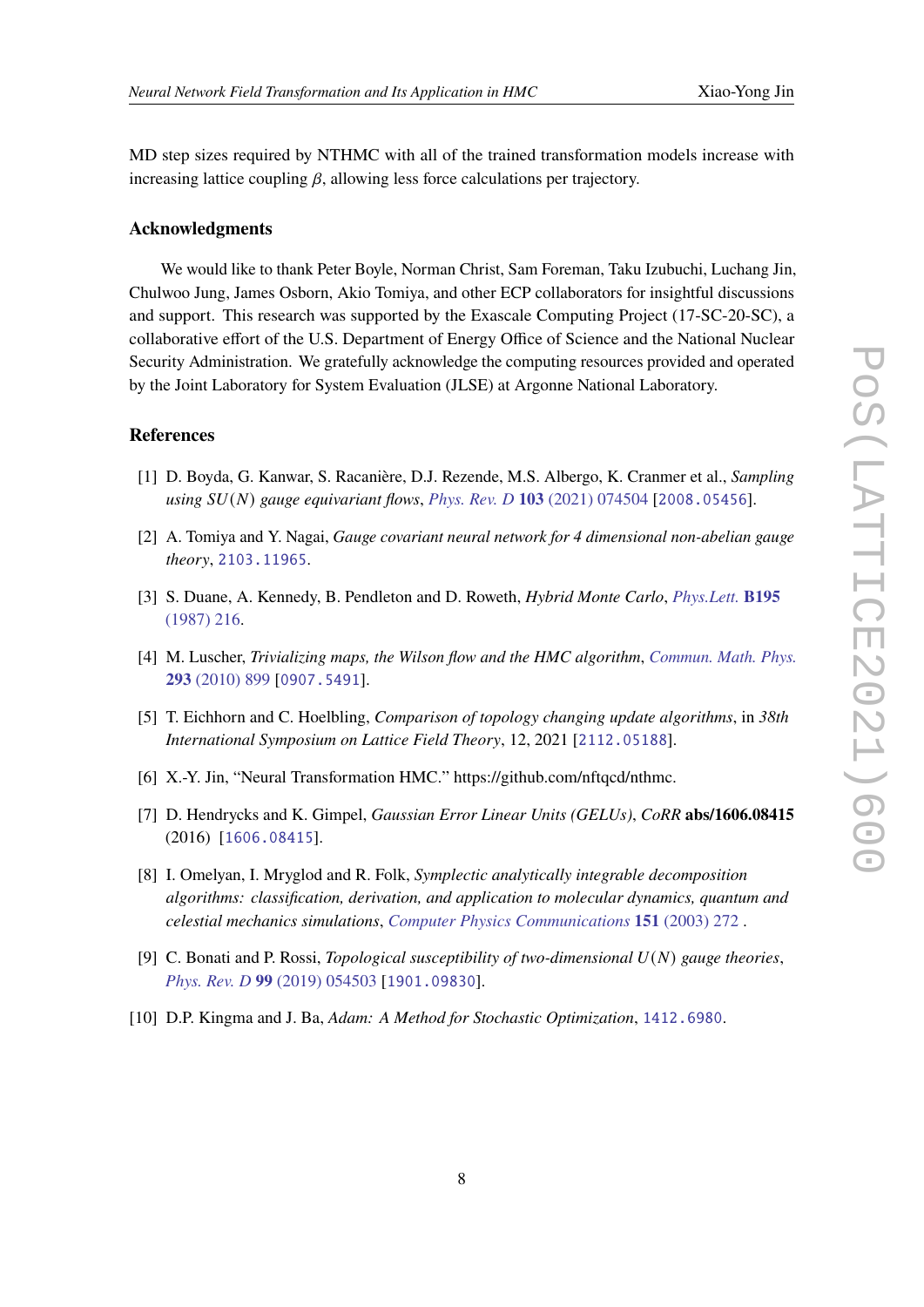MD step sizes required by NTHMC with all of the trained transformation models increase with increasing lattice coupling $\beta$, allowing less force calculations per trajectory.

## Acknowledgments

We would like to thank Peter Boyle, Norman Christ, Sam Foreman, Taku Izubuchi, Luchang Jin, Chulwoo Jung, James Osborn, Akio Tomiya, and other ECP collaborators for insightful discussions and support. This research was supported by the Exascale Computing Project (17-SC-20-SC), a collaborative effort of the U.S. Department of Energy Office of Science and the National Nuclear Security Administration. We gratefully acknowledge the computing resources provided and operated by the Joint Laboratory for System Evaluation (JLSE) at Argonne National Laboratory.

## References

[1] D. Boyda, G. Kanwar, S. Racanière, D.J. Rezende, M.S. Albergo, K. Cranmer et al., *Sampling using $SU(N)$ gauge equivariant flows*, *Phys. Rev. D* **103** (2021) 074504 [2008.05456].

[2] A. Tomiya and Y. Nagai, *Gauge covariant neural network for 4 dimensional non-abelian gauge theory*, 2103.11965.

[3] S. Duane, A. Kennedy, B. Pendleton and D. Roweth, *Hybrid Monte Carlo*, *Phys.Lett.* **B195** (1987) 216.

[4] M. Luscher, *Trivializing maps, the Wilson flow and the HMC algorithm*, *Commun. Math. Phys.* **293** (2010) 899 [0907.5491].

[5] T. Eichhorn and C. Hoelbling, *Comparison of topology changing update algorithms*, in *38th International Symposium on Lattice Field Theory*, 12, 2021 [2112.05188].

[6] X.-Y. Jin, "Neural Transformation HMC." https://github.com/nftqcd/nthmc.

[7] D. Hendrycks and K. Gimpel, *Gaussian Error Linear Units (GELUs)*, *CoRR* **abs/1606.08415** (2016) [1606.08415].

[8] I. Omelyan, I. Mryglod and R. Folk, *Symplectic analytically integrable decomposition algorithms: classification, derivation, and application to molecular dynamics, quantum and celestial mechanics simulations*, *Computer Physics Communications* **151** (2003) 272 .

[9] C. Bonati and P. Rossi, *Topological susceptibility of two-dimensional $U(N)$ gauge theories*, *Phys. Rev. D* **99** (2019) 054503 [1901.09830].

[10] D.P. Kingma and J. Ba, *Adam: A Method for Stochastic Optimization*, 1412.6980.